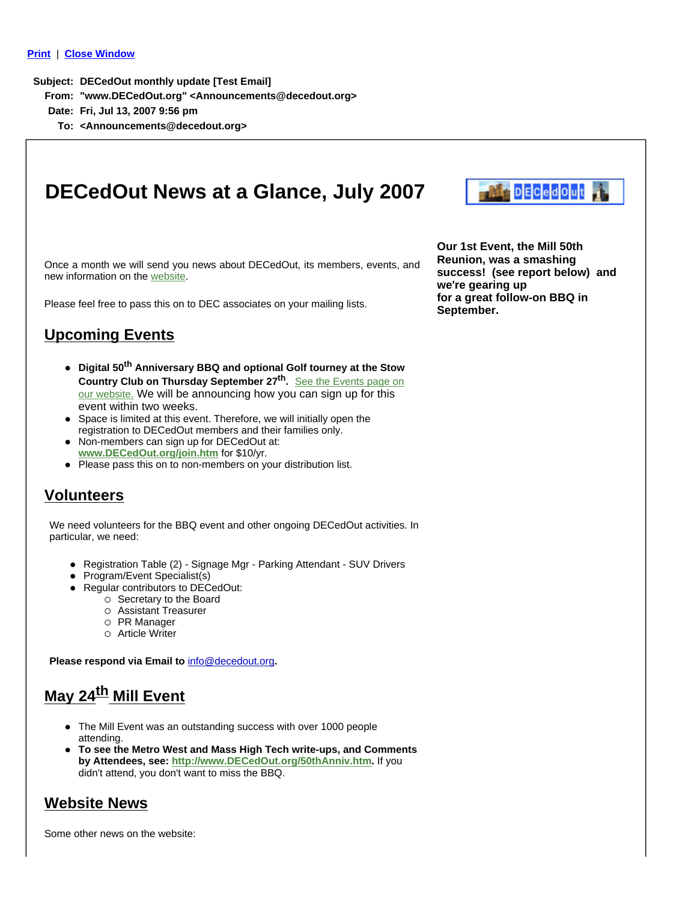Print | Close Window

**Subject:** DECedOut monthly update [Test Email]
**From:** "www.DECedOut.org" <Announcements@decedout.org>
**Date:** Fri, Jul 13, 2007 9:56 pm
**To:** <Announcements@decedout.org>

# DECedOut News at a Glance, July 2007

**Our 1st Event, the Mill 50th Reunion, was a smashing success! (see report below) and we're gearing up for a great follow-on BBQ in September.**

Once a month we will send you news about DECedOut, its members, events, and new information on the website.

Please feel free to pass this on to DEC associates on your mailing lists.

## Upcoming Events

- **Digital 50th Anniversary BBQ and optional Golf tourney at the Stow Country Club on Thursday September 27th.** See the Events page on our website. We will be announcing how you can sign up for this event within two weeks.
- Space is limited at this event. Therefore, we will initially open the registration to DECedOut members and their families only.
- Non-members can sign up for DECedOut at: **www.DECedOut.org/join.htm** for $10/yr.
- Please pass this on to non-members on your distribution list.

## Volunteers

We need volunteers for the BBQ event and other ongoing DECedOut activities. In particular, we need:

- Registration Table (2) - Signage Mgr - Parking Attendant - SUV Drivers
- Program/Event Specialist(s)
- Regular contributors to DECedOut:
  - Secretary to the Board
  - Assistant Treasurer
  - PR Manager
  - Article Writer

**Please respond via Email to info@decedout.org.**

## May 24th Mill Event

- The Mill Event was an outstanding success with over 1000 people attending.
- **To see the Metro West and Mass High Tech write-ups, and Comments by Attendees, see: http://www.DECedOut.org/50thAnniv.htm.** If you didn't attend, you don't want to miss the BBQ.

## Website News

Some other news on the website: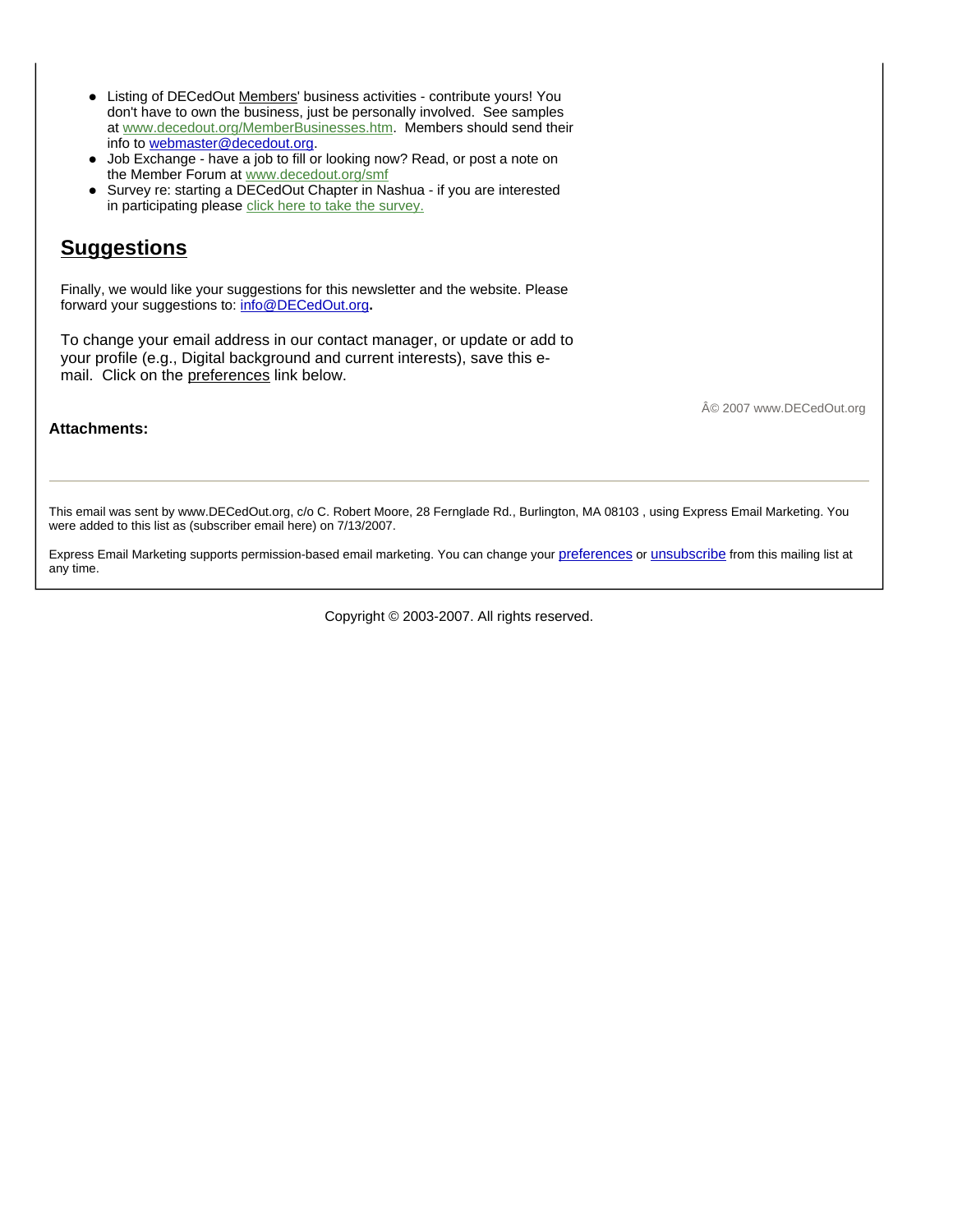- Listing of DECedOut Members' business activities - contribute yours! You don't have to own the business, just be personally involved. See samples at www.decedout.org/MemberBusinesses.htm. Members should send their info to webmaster@decedout.org.
- Job Exchange - have a job to fill or looking now? Read, or post a note on the Member Forum at www.decedout.org/smf
- Survey re: starting a DECedOut Chapter in Nashua - if you are interested in participating please click here to take the survey.

## Suggestions

Finally, we would like your suggestions for this newsletter and the website. Please forward your suggestions to: info@DECedOut.org**.**

To change your email address in our contact manager, or update or add to your profile (e.g., Digital background and current interests), save this e-mail. Click on the preferences link below.

Â© 2007 www.DECedOut.org

**Attachments:**

---

This email was sent by www.DECedOut.org, c/o C. Robert Moore, 28 Fernglade Rd., Burlington, MA 08103 , using Express Email Marketing. You were added to this list as (subscriber email here) on 7/13/2007.

Express Email Marketing supports permission-based email marketing. You can change your preferences or unsubscribe from this mailing list at any time.

Copyright © 2003-2007. All rights reserved.